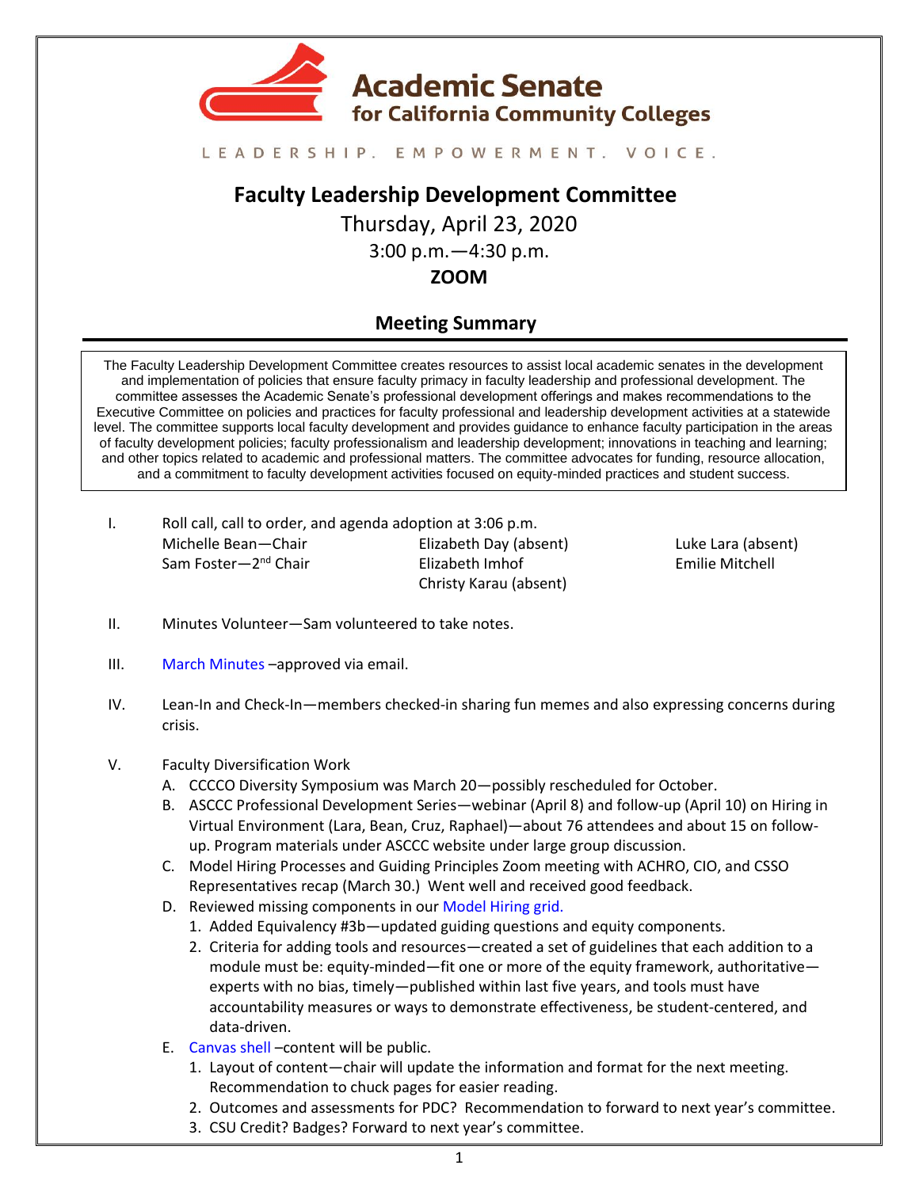# Academic Senate for California Community Colleges

LEADERSHIP. EMPOWERMENT. VOICE.

## Faculty Leadership Development Committee

Thursday, April 23, 2020

3:00 p.m.—4:30 p.m.

**ZOOM**

### Meeting Summary

The Faculty Leadership Development Committee creates resources to assist local academic senates in the development and implementation of policies that ensure faculty primacy in faculty leadership and professional development. The committee assesses the Academic Senate's professional development offerings and makes recommendations to the Executive Committee on policies and practices for faculty professional and leadership development activities at a statewide level. The committee supports local faculty development and provides guidance to enhance faculty participation in the areas of faculty development policies; faculty professionalism and leadership development; innovations in teaching and learning; and other topics related to academic and professional matters. The committee advocates for funding, resource allocation, and a commitment to faculty development activities focused on equity-minded practices and student success.

I. Roll call, call to order, and agenda adoption at 3:06 p.m.

| | | |
|---|---|---|
| Michelle Bean—Chair | Elizabeth Day (absent) | Luke Lara (absent) |
| Sam Foster—2nd Chair | Elizabeth Imhof | Emilie Mitchell |
| | Christy Karau (absent) | |

II. Minutes Volunteer—Sam volunteered to take notes.

III. March Minutes –approved via email.

IV. Lean-In and Check-In—members checked-in sharing fun memes and also expressing concerns during crisis.

V. Faculty Diversification Work

A. CCCCO Diversity Symposium was March 20—possibly rescheduled for October.

B. ASCCC Professional Development Series—webinar (April 8) and follow-up (April 10) on Hiring in Virtual Environment (Lara, Bean, Cruz, Raphael)—about 76 attendees and about 15 on follow-up. Program materials under ASCCC website under large group discussion.

C. Model Hiring Processes and Guiding Principles Zoom meeting with ACHRO, CIO, and CSSO Representatives recap (March 30.) Went well and received good feedback.

D. Reviewed missing components in our Model Hiring grid.

1. Added Equivalency #3b—updated guiding questions and equity components.
2. Criteria for adding tools and resources—created a set of guidelines that each addition to a module must be: equity-minded—fit one or more of the equity framework, authoritative—experts with no bias, timely—published within last five years, and tools must have accountability measures or ways to demonstrate effectiveness, be student-centered, and data-driven.

E. Canvas shell –content will be public.

1. Layout of content—chair will update the information and format for the next meeting. Recommendation to chuck pages for easier reading.
2. Outcomes and assessments for PDC? Recommendation to forward to next year's committee.
3. CSU Credit? Badges? Forward to next year's committee.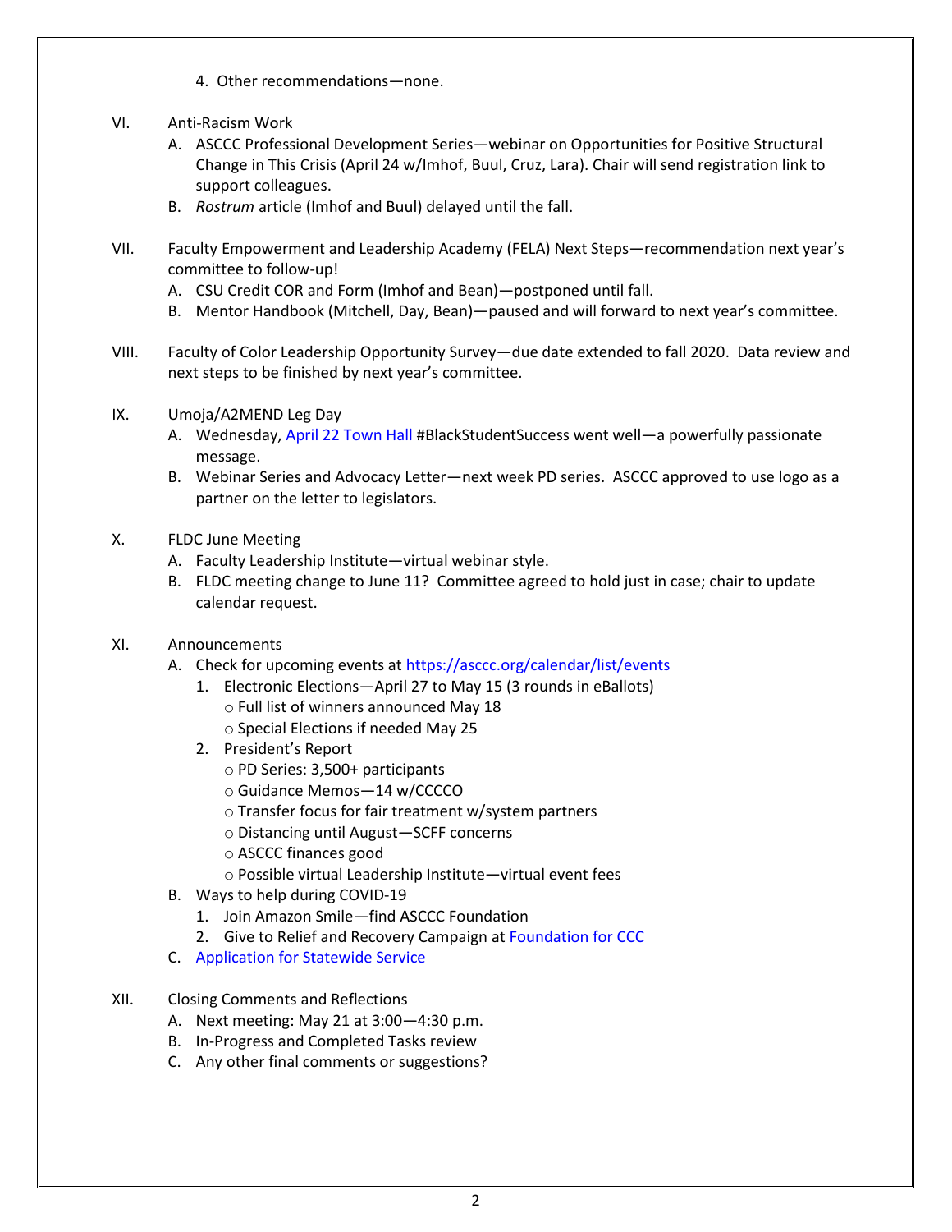4. Other recommendations—none.

VI. Anti-Racism Work

A. ASCCC Professional Development Series—webinar on Opportunities for Positive Structural Change in This Crisis (April 24 w/Imhof, Buul, Cruz, Lara). Chair will send registration link to support colleagues.

B. *Rostrum* article (Imhof and Buul) delayed until the fall.

VII. Faculty Empowerment and Leadership Academy (FELA) Next Steps—recommendation next year's committee to follow-up!

A. CSU Credit COR and Form (Imhof and Bean)—postponed until fall.

B. Mentor Handbook (Mitchell, Day, Bean)—paused and will forward to next year's committee.

VIII. Faculty of Color Leadership Opportunity Survey—due date extended to fall 2020. Data review and next steps to be finished by next year's committee.

IX. Umoja/A2MEND Leg Day

A. Wednesday, April 22 Town Hall #BlackStudentSuccess went well—a powerfully passionate message.

B. Webinar Series and Advocacy Letter—next week PD series. ASCCC approved to use logo as a partner on the letter to legislators.

X. FLDC June Meeting

A. Faculty Leadership Institute—virtual webinar style.

B. FLDC meeting change to June 11? Committee agreed to hold just in case; chair to update calendar request.

XI. Announcements

A. Check for upcoming events at https://asccc.org/calendar/list/events

1. Electronic Elections—April 27 to May 15 (3 rounds in eBallots)
   - Full list of winners announced May 18
   - Special Elections if needed May 25
2. President's Report
   - PD Series: 3,500+ participants
   - Guidance Memos—14 w/CCCCO
   - Transfer focus for fair treatment w/system partners
   - Distancing until August—SCFF concerns
   - ASCCC finances good
   - Possible virtual Leadership Institute—virtual event fees

B. Ways to help during COVID-19

1. Join Amazon Smile—find ASCCC Foundation
2. Give to Relief and Recovery Campaign at Foundation for CCC

C. Application for Statewide Service

XII. Closing Comments and Reflections

A. Next meeting: May 21 at 3:00—4:30 p.m.

B. In-Progress and Completed Tasks review

C. Any other final comments or suggestions?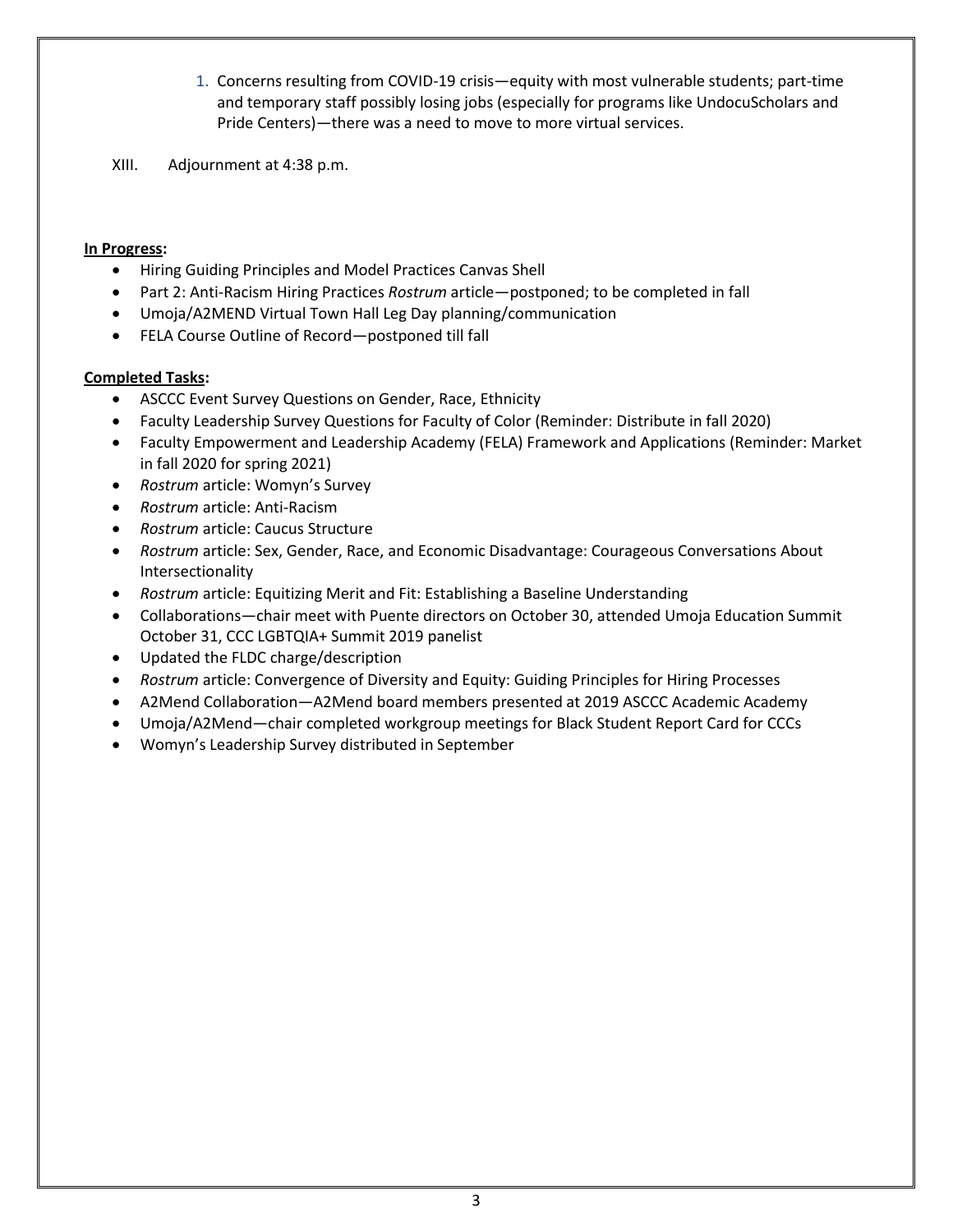1. Concerns resulting from COVID-19 crisis—equity with most vulnerable students; part-time and temporary staff possibly losing jobs (especially for programs like UndocuScholars and Pride Centers)—there was a need to move to more virtual services.

XIII. Adjournment at 4:38 p.m.

**In Progress:**

- Hiring Guiding Principles and Model Practices Canvas Shell
- Part 2: Anti-Racism Hiring Practices *Rostrum* article—postponed; to be completed in fall
- Umoja/A2MEND Virtual Town Hall Leg Day planning/communication
- FELA Course Outline of Record—postponed till fall

**Completed Tasks:**

- ASCCC Event Survey Questions on Gender, Race, Ethnicity
- Faculty Leadership Survey Questions for Faculty of Color (Reminder: Distribute in fall 2020)
- Faculty Empowerment and Leadership Academy (FELA) Framework and Applications (Reminder: Market in fall 2020 for spring 2021)
- *Rostrum* article: Womyn's Survey
- *Rostrum* article: Anti-Racism
- *Rostrum* article: Caucus Structure
- *Rostrum* article: Sex, Gender, Race, and Economic Disadvantage: Courageous Conversations About Intersectionality
- *Rostrum* article: Equitizing Merit and Fit: Establishing a Baseline Understanding
- Collaborations—chair meet with Puente directors on October 30, attended Umoja Education Summit October 31, CCC LGBTQIA+ Summit 2019 panelist
- Updated the FLDC charge/description
- *Rostrum* article: Convergence of Diversity and Equity: Guiding Principles for Hiring Processes
- A2Mend Collaboration—A2Mend board members presented at 2019 ASCCC Academic Academy
- Umoja/A2Mend—chair completed workgroup meetings for Black Student Report Card for CCCs
- Womyn's Leadership Survey distributed in September